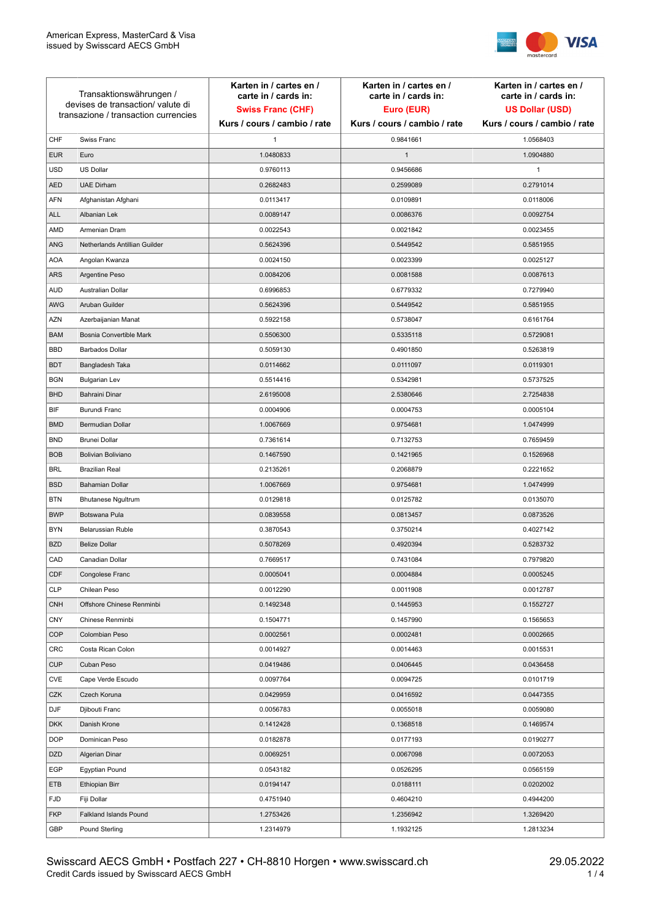American Express, MasterCard & Visa
issued by Swisscard AECS GmbH

| Transaktionswährungen / devises de transaction/ valute di transazione / transaction currencies | | Karten in / cartes en / carte in / cards in: **Swiss Franc (CHF)** Kurs / cours / cambio / rate | Karten in / cartes en / carte in / cards in: **Euro (EUR)** Kurs / cours / cambio / rate | Karten in / cartes en / carte in / cards in: **US Dollar (USD)** Kurs / cours / cambio / rate |
|---|---|---|---|---|
| CHF | Swiss Franc | 1 | 0.9841661 | 1.0568403 |
| EUR | Euro | 1.0480833 | 1 | 1.0904880 |
| USD | US Dollar | 0.9760113 | 0.9456686 | 1 |
| AED | UAE Dirham | 0.2682483 | 0.2599089 | 0.2791014 |
| AFN | Afghanistan Afghani | 0.0113417 | 0.0109891 | 0.0118006 |
| ALL | Albanian Lek | 0.0089147 | 0.0086376 | 0.0092754 |
| AMD | Armenian Dram | 0.0022543 | 0.0021842 | 0.0023455 |
| ANG | Netherlands Antillian Guilder | 0.5624396 | 0.5449542 | 0.5851955 |
| AOA | Angolan Kwanza | 0.0024150 | 0.0023399 | 0.0025127 |
| ARS | Argentine Peso | 0.0084206 | 0.0081588 | 0.0087613 |
| AUD | Australian Dollar | 0.6996853 | 0.6779332 | 0.7279940 |
| AWG | Aruban Guilder | 0.5624396 | 0.5449542 | 0.5851955 |
| AZN | Azerbaijanian Manat | 0.5922158 | 0.5738047 | 0.6161764 |
| BAM | Bosnia Convertible Mark | 0.5506300 | 0.5335118 | 0.5729081 |
| BBD | Barbados Dollar | 0.5059130 | 0.4901850 | 0.5263819 |
| BDT | Bangladesh Taka | 0.0114662 | 0.0111097 | 0.0119301 |
| BGN | Bulgarian Lev | 0.5514416 | 0.5342981 | 0.5737525 |
| BHD | Bahraini Dinar | 2.6195008 | 2.5380646 | 2.7254838 |
| BIF | Burundi Franc | 0.0004906 | 0.0004753 | 0.0005104 |
| BMD | Bermudian Dollar | 1.0067669 | 0.9754681 | 1.0474999 |
| BND | Brunei Dollar | 0.7361614 | 0.7132753 | 0.7659459 |
| BOB | Bolivian Boliviano | 0.1467590 | 0.1421965 | 0.1526968 |
| BRL | Brazilian Real | 0.2135261 | 0.2068879 | 0.2221652 |
| BSD | Bahamian Dollar | 1.0067669 | 0.9754681 | 1.0474999 |
| BTN | Bhutanese Ngultrum | 0.0129818 | 0.0125782 | 0.0135070 |
| BWP | Botswana Pula | 0.0839558 | 0.0813457 | 0.0873526 |
| BYN | Belarussian Ruble | 0.3870543 | 0.3750214 | 0.4027142 |
| BZD | Belize Dollar | 0.5078269 | 0.4920394 | 0.5283732 |
| CAD | Canadian Dollar | 0.7669517 | 0.7431084 | 0.7979820 |
| CDF | Congolese Franc | 0.0005041 | 0.0004884 | 0.0005245 |
| CLP | Chilean Peso | 0.0012290 | 0.0011908 | 0.0012787 |
| CNH | Offshore Chinese Renminbi | 0.1492348 | 0.1445953 | 0.1552727 |
| CNY | Chinese Renminbi | 0.1504771 | 0.1457990 | 0.1565653 |
| COP | Colombian Peso | 0.0002561 | 0.0002481 | 0.0002665 |
| CRC | Costa Rican Colon | 0.0014927 | 0.0014463 | 0.0015531 |
| CUP | Cuban Peso | 0.0419486 | 0.0406445 | 0.0436458 |
| CVE | Cape Verde Escudo | 0.0097764 | 0.0094725 | 0.0101719 |
| CZK | Czech Koruna | 0.0429959 | 0.0416592 | 0.0447355 |
| DJF | Djibouti Franc | 0.0056783 | 0.0055018 | 0.0059080 |
| DKK | Danish Krone | 0.1412428 | 0.1368518 | 0.1469574 |
| DOP | Dominican Peso | 0.0182878 | 0.0177193 | 0.0190277 |
| DZD | Algerian Dinar | 0.0069251 | 0.0067098 | 0.0072053 |
| EGP | Egyptian Pound | 0.0543182 | 0.0526295 | 0.0565159 |
| ETB | Ethiopian Birr | 0.0194147 | 0.0188111 | 0.0202002 |
| FJD | Fiji Dollar | 0.4751940 | 0.4604210 | 0.4944200 |
| FKP | Falkland Islands Pound | 1.2753426 | 1.2356942 | 1.3269420 |
| GBP | Pound Sterling | 1.2314979 | 1.1932125 | 1.2813234 |

Swisscard AECS GmbH • Postfach 227 • CH-8810 Horgen • www.swisscard.ch
Credit Cards issued by Swisscard AECS GmbH

29.05.2022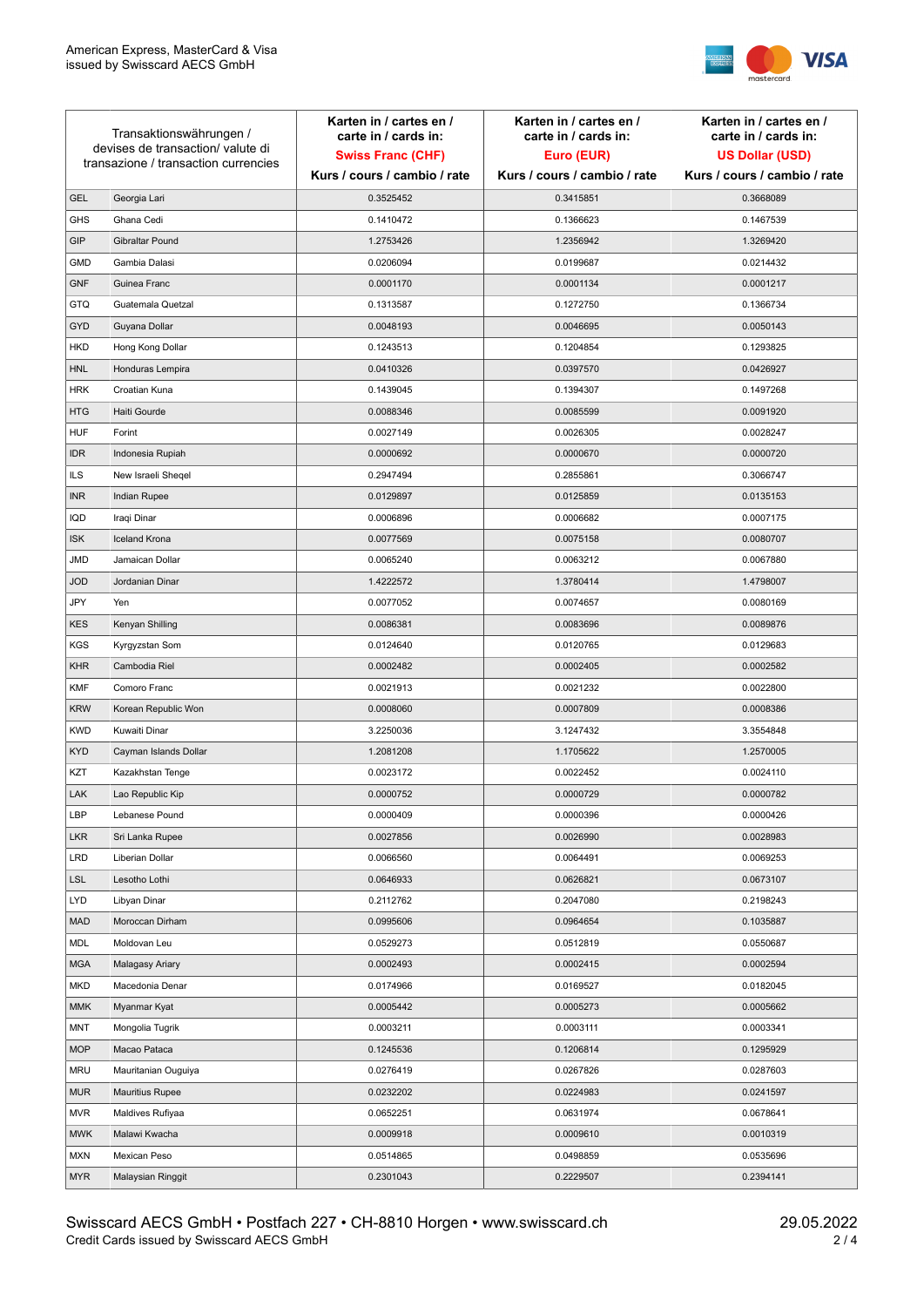| Transaktionswährungen / devises de transaction/ valute di transazione / transaction currencies | | Karten in / cartes en / carte in / cards in: **Swiss Franc (CHF)** Kurs / cours / cambio / rate | Karten in / cartes en / carte in / cards in: **Euro (EUR)** Kurs / cours / cambio / rate | Karten in / cartes en / carte in / cards in: **US Dollar (USD)** Kurs / cours / cambio / rate |
|---|---|---|---|---|
| GEL | Georgia Lari | 0.3525452 | 0.3415851 | 0.3668089 |
| GHS | Ghana Cedi | 0.1410472 | 0.1366623 | 0.1467539 |
| GIP | Gibraltar Pound | 1.2753426 | 1.2356942 | 1.3269420 |
| GMD | Gambia Dalasi | 0.0206094 | 0.0199687 | 0.0214432 |
| GNF | Guinea Franc | 0.0001170 | 0.0001134 | 0.0001217 |
| GTQ | Guatemala Quetzal | 0.1313587 | 0.1272750 | 0.1366734 |
| GYD | Guyana Dollar | 0.0048193 | 0.0046695 | 0.0050143 |
| HKD | Hong Kong Dollar | 0.1243513 | 0.1204854 | 0.1293825 |
| HNL | Honduras Lempira | 0.0410326 | 0.0397570 | 0.0426927 |
| HRK | Croatian Kuna | 0.1439045 | 0.1394307 | 0.1497268 |
| HTG | Haiti Gourde | 0.0088346 | 0.0085599 | 0.0091920 |
| HUF | Forint | 0.0027149 | 0.0026305 | 0.0028247 |
| IDR | Indonesia Rupiah | 0.0000692 | 0.0000670 | 0.0000720 |
| ILS | New Israeli Sheqel | 0.2947494 | 0.2855861 | 0.3066747 |
| INR | Indian Rupee | 0.0129897 | 0.0125859 | 0.0135153 |
| IQD | Iraqi Dinar | 0.0006896 | 0.0006682 | 0.0007175 |
| ISK | Iceland Krona | 0.0077569 | 0.0075158 | 0.0080707 |
| JMD | Jamaican Dollar | 0.0065240 | 0.0063212 | 0.0067880 |
| JOD | Jordanian Dinar | 1.4222572 | 1.3780414 | 1.4798007 |
| JPY | Yen | 0.0077052 | 0.0074657 | 0.0080169 |
| KES | Kenyan Shilling | 0.0086381 | 0.0083696 | 0.0089876 |
| KGS | Kyrgyzstan Som | 0.0124640 | 0.0120765 | 0.0129683 |
| KHR | Cambodia Riel | 0.0002482 | 0.0002405 | 0.0002582 |
| KMF | Comoro Franc | 0.0021913 | 0.0021232 | 0.0022800 |
| KRW | Korean Republic Won | 0.0008060 | 0.0007809 | 0.0008386 |
| KWD | Kuwaiti Dinar | 3.2250036 | 3.1247432 | 3.3554848 |
| KYD | Cayman Islands Dollar | 1.2081208 | 1.1705622 | 1.2570005 |
| KZT | Kazakhstan Tenge | 0.0023172 | 0.0022452 | 0.0024110 |
| LAK | Lao Republic Kip | 0.0000752 | 0.0000729 | 0.0000782 |
| LBP | Lebanese Pound | 0.0000409 | 0.0000396 | 0.0000426 |
| LKR | Sri Lanka Rupee | 0.0027856 | 0.0026990 | 0.0028983 |
| LRD | Liberian Dollar | 0.0066560 | 0.0064491 | 0.0069253 |
| LSL | Lesotho Lothi | 0.0646933 | 0.0626821 | 0.0673107 |
| LYD | Libyan Dinar | 0.2112762 | 0.2047080 | 0.2198243 |
| MAD | Moroccan Dirham | 0.0995606 | 0.0964654 | 0.1035887 |
| MDL | Moldovan Leu | 0.0529273 | 0.0512819 | 0.0550687 |
| MGA | Malagasy Ariary | 0.0002493 | 0.0002415 | 0.0002594 |
| MKD | Macedonia Denar | 0.0174966 | 0.0169527 | 0.0182045 |
| MMK | Myanmar Kyat | 0.0005442 | 0.0005273 | 0.0005662 |
| MNT | Mongolia Tugrik | 0.0003211 | 0.0003111 | 0.0003341 |
| MOP | Macao Pataca | 0.1245536 | 0.1206814 | 0.1295929 |
| MRU | Mauritanian Ouguiya | 0.0276419 | 0.0267826 | 0.0287603 |
| MUR | Mauritius Rupee | 0.0232202 | 0.0224983 | 0.0241597 |
| MVR | Maldives Rufiyaa | 0.0652251 | 0.0631974 | 0.0678641 |
| MWK | Malawi Kwacha | 0.0009918 | 0.0009610 | 0.0010319 |
| MXN | Mexican Peso | 0.0514865 | 0.0498859 | 0.0535696 |
| MYR | Malaysian Ringgit | 0.2301043 | 0.2229507 | 0.2394141 |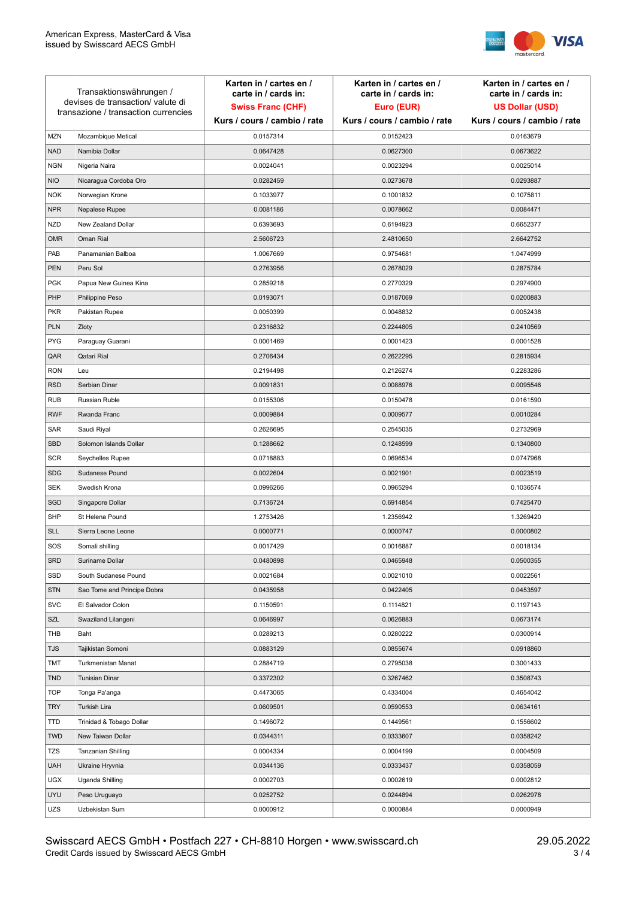| Transaktionswährungen / devises de transaction/ valute di transazione / transaction currencies | | Karten in / cartes en / carte in / cards in: **Swiss Franc (CHF)** Kurs / cours / cambio / rate | Karten in / cartes en / carte in / cards in: **Euro (EUR)** Kurs / cours / cambio / rate | Karten in / cartes en / carte in / cards in: **US Dollar (USD)** Kurs / cours / cambio / rate |
|---|---|---|---|---|
| MZN | Mozambique Metical | 0.0157314 | 0.0152423 | 0.0163679 |
| NAD | Namibia Dollar | 0.0647428 | 0.0627300 | 0.0673622 |
| NGN | Nigeria Naira | 0.0024041 | 0.0023294 | 0.0025014 |
| NIO | Nicaragua Cordoba Oro | 0.0282459 | 0.0273678 | 0.0293887 |
| NOK | Norwegian Krone | 0.1033977 | 0.1001832 | 0.1075811 |
| NPR | Nepalese Rupee | 0.0081186 | 0.0078662 | 0.0084471 |
| NZD | New Zealand Dollar | 0.6393693 | 0.6194923 | 0.6652377 |
| OMR | Oman Rial | 2.5606723 | 2.4810650 | 2.6642752 |
| PAB | Panamanian Balboa | 1.0067669 | 0.9754681 | 1.0474999 |
| PEN | Peru Sol | 0.2763956 | 0.2678029 | 0.2875784 |
| PGK | Papua New Guinea Kina | 0.2859218 | 0.2770329 | 0.2974900 |
| PHP | Philippine Peso | 0.0193071 | 0.0187069 | 0.0200883 |
| PKR | Pakistan Rupee | 0.0050399 | 0.0048832 | 0.0052438 |
| PLN | Zloty | 0.2316832 | 0.2244805 | 0.2410569 |
| PYG | Paraguay Guarani | 0.0001469 | 0.0001423 | 0.0001528 |
| QAR | Qatari Rial | 0.2706434 | 0.2622295 | 0.2815934 |
| RON | Leu | 0.2194498 | 0.2126274 | 0.2283286 |
| RSD | Serbian Dinar | 0.0091831 | 0.0088976 | 0.0095546 |
| RUB | Russian Ruble | 0.0155306 | 0.0150478 | 0.0161590 |
| RWF | Rwanda Franc | 0.0009884 | 0.0009577 | 0.0010284 |
| SAR | Saudi Riyal | 0.2626695 | 0.2545035 | 0.2732969 |
| SBD | Solomon Islands Dollar | 0.1288662 | 0.1248599 | 0.1340800 |
| SCR | Seychelles Rupee | 0.0718883 | 0.0696534 | 0.0747968 |
| SDG | Sudanese Pound | 0.0022604 | 0.0021901 | 0.0023519 |
| SEK | Swedish Krona | 0.0996266 | 0.0965294 | 0.1036574 |
| SGD | Singapore Dollar | 0.7136724 | 0.6914854 | 0.7425470 |
| SHP | St Helena Pound | 1.2753426 | 1.2356942 | 1.3269420 |
| SLL | Sierra Leone Leone | 0.0000771 | 0.0000747 | 0.0000802 |
| SOS | Somali shilling | 0.0017429 | 0.0016887 | 0.0018134 |
| SRD | Suriname Dollar | 0.0480898 | 0.0465948 | 0.0500355 |
| SSD | South Sudanese Pound | 0.0021684 | 0.0021010 | 0.0022561 |
| STN | Sao Tome and Principe Dobra | 0.0435958 | 0.0422405 | 0.0453597 |
| SVC | El Salvador Colon | 0.1150591 | 0.1114821 | 0.1197143 |
| SZL | Swaziland Lilangeni | 0.0646997 | 0.0626883 | 0.0673174 |
| THB | Baht | 0.0289213 | 0.0280222 | 0.0300914 |
| TJS | Tajikistan Somoni | 0.0883129 | 0.0855674 | 0.0918860 |
| TMT | Turkmenistan Manat | 0.2884719 | 0.2795038 | 0.3001433 |
| TND | Tunisian Dinar | 0.3372302 | 0.3267462 | 0.3508743 |
| TOP | Tonga Pa'anga | 0.4473065 | 0.4334004 | 0.4654042 |
| TRY | Turkish Lira | 0.0609501 | 0.0590553 | 0.0634161 |
| TTD | Trinidad & Tobago Dollar | 0.1496072 | 0.1449561 | 0.1556602 |
| TWD | New Taiwan Dollar | 0.0344311 | 0.0333607 | 0.0358242 |
| TZS | Tanzanian Shilling | 0.0004334 | 0.0004199 | 0.0004509 |
| UAH | Ukraine Hryvnia | 0.0344136 | 0.0333437 | 0.0358059 |
| UGX | Uganda Shilling | 0.0002703 | 0.0002619 | 0.0002812 |
| UYU | Peso Uruguayo | 0.0252752 | 0.0244894 | 0.0262978 |
| UZS | Uzbekistan Sum | 0.0000912 | 0.0000884 | 0.0000949 |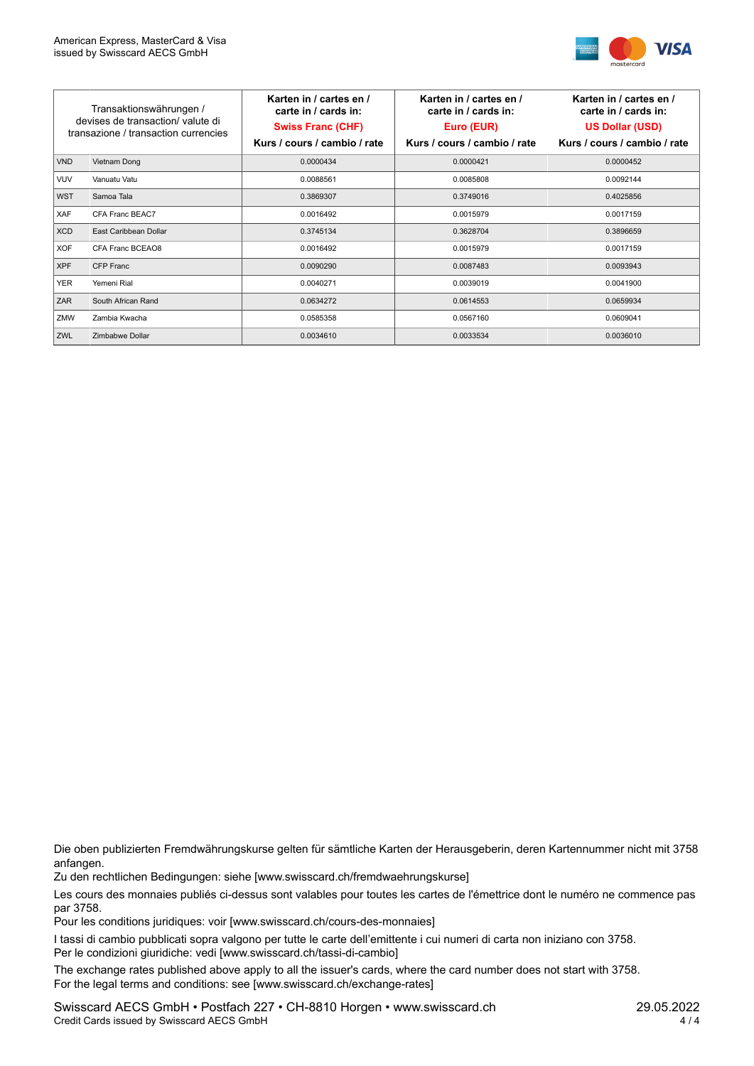| Transaktionswährungen / devises de transaction/ valute di transazione / transaction currencies | | Karten in / cartes en / carte in / cards in: **Swiss Franc (CHF)** Kurs / cours / cambio / rate | Karten in / cartes en / carte in / cards in: **Euro (EUR)** Kurs / cours / cambio / rate | Karten in / cartes en / carte in / cards in: **US Dollar (USD)** Kurs / cours / cambio / rate |
|---|---|---|---|---|
| VND | Vietnam Dong | 0.0000434 | 0.0000421 | 0.0000452 |
| VUV | Vanuatu Vatu | 0.0088561 | 0.0085808 | 0.0092144 |
| WST | Samoa Tala | 0.3869307 | 0.3749016 | 0.4025856 |
| XAF | CFA Franc BEAC7 | 0.0016492 | 0.0015979 | 0.0017159 |
| XCD | East Caribbean Dollar | 0.3745134 | 0.3628704 | 0.3896659 |
| XOF | CFA Franc BCEAO8 | 0.0016492 | 0.0015979 | 0.0017159 |
| XPF | CFP Franc | 0.0090290 | 0.0087483 | 0.0093943 |
| YER | Yemeni Rial | 0.0040271 | 0.0039019 | 0.0041900 |
| ZAR | South African Rand | 0.0634272 | 0.0614553 | 0.0659934 |
| ZMW | Zambia Kwacha | 0.0585358 | 0.0567160 | 0.0609041 |
| ZWL | Zimbabwe Dollar | 0.0034610 | 0.0033534 | 0.0036010 |

Die oben publizierten Fremdwährungskurse gelten für sämtliche Karten der Herausgeberin, deren Kartennummer nicht mit 3758 anfangen.
Zu den rechtlichen Bedingungen: siehe [www.swisscard.ch/fremdwaehrungskurse]

Les cours des monnaies publiés ci-dessus sont valables pour toutes les cartes de l'émettrice dont le numéro ne commence pas par 3758.
Pour les conditions juridiques: voir [www.swisscard.ch/cours-des-monnaies]

I tassi di cambio pubblicati sopra valgono per tutte le carte dell'emittente i cui numeri di carta non iniziano con 3758.
Per le condizioni giuridiche: vedi [www.swisscard.ch/tassi-di-cambio]

The exchange rates published above apply to all the issuer's cards, where the card number does not start with 3758.
For the legal terms and conditions: see [www.swisscard.ch/exchange-rates]

Swisscard AECS GmbH • Postfach 227 • CH-8810 Horgen • www.swisscard.ch
Credit Cards issued by Swisscard AECS GmbH

29.05.2022